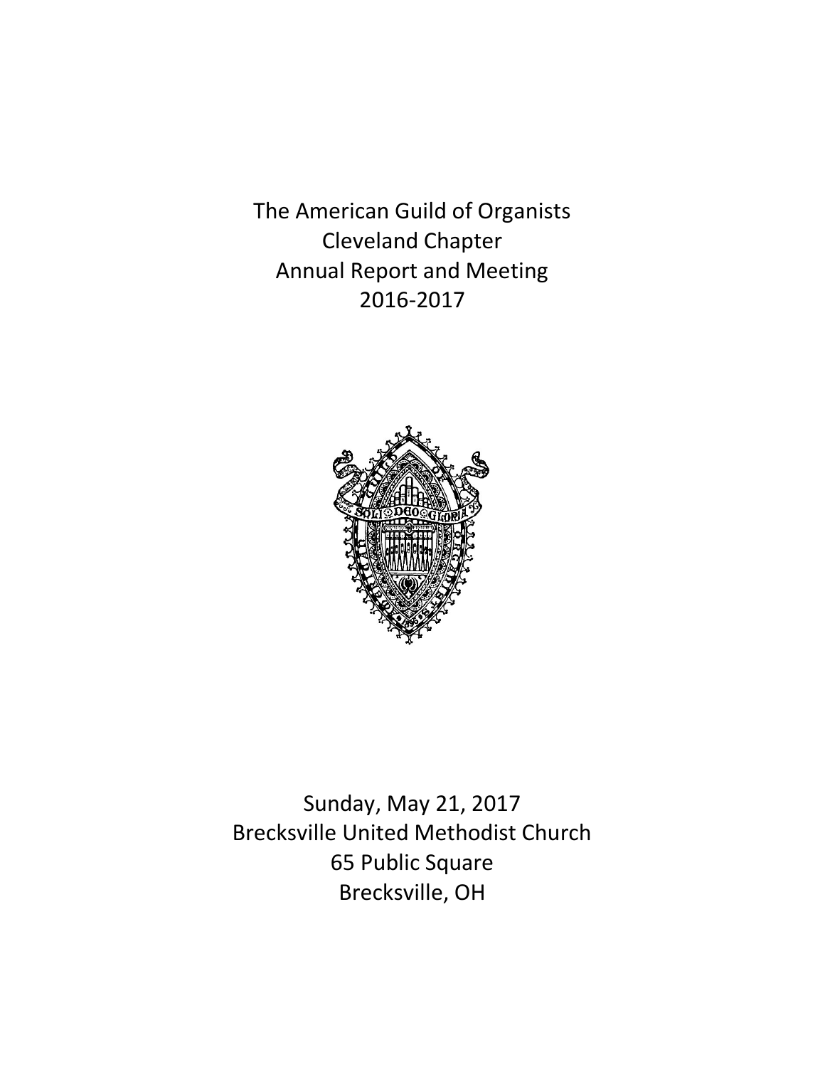# The American Guild of Organists
# Cleveland Chapter
# Annual Report and Meeting
# 2016-2017

Sunday, May 21, 2017
Brecksville United Methodist Church
65 Public Square
Brecksville, OH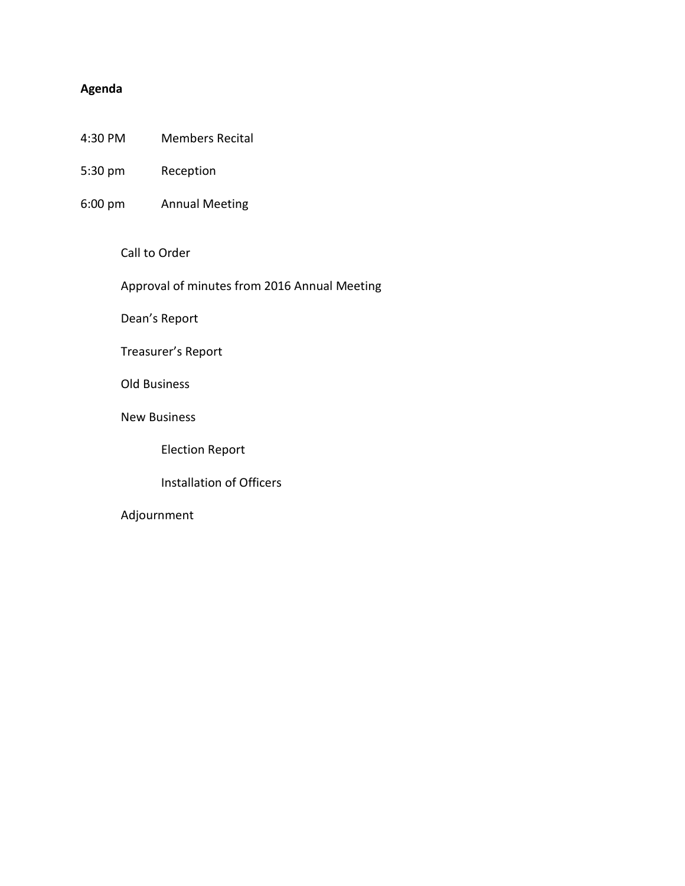**Agenda**

4:30 PM Members Recital

5:30 pm Reception

6:00 pm Annual Meeting

- Call to Order
- Approval of minutes from 2016 Annual Meeting
- Dean's Report
- Treasurer's Report
- Old Business
- New Business
  - Election Report
  - Installation of Officers
- Adjournment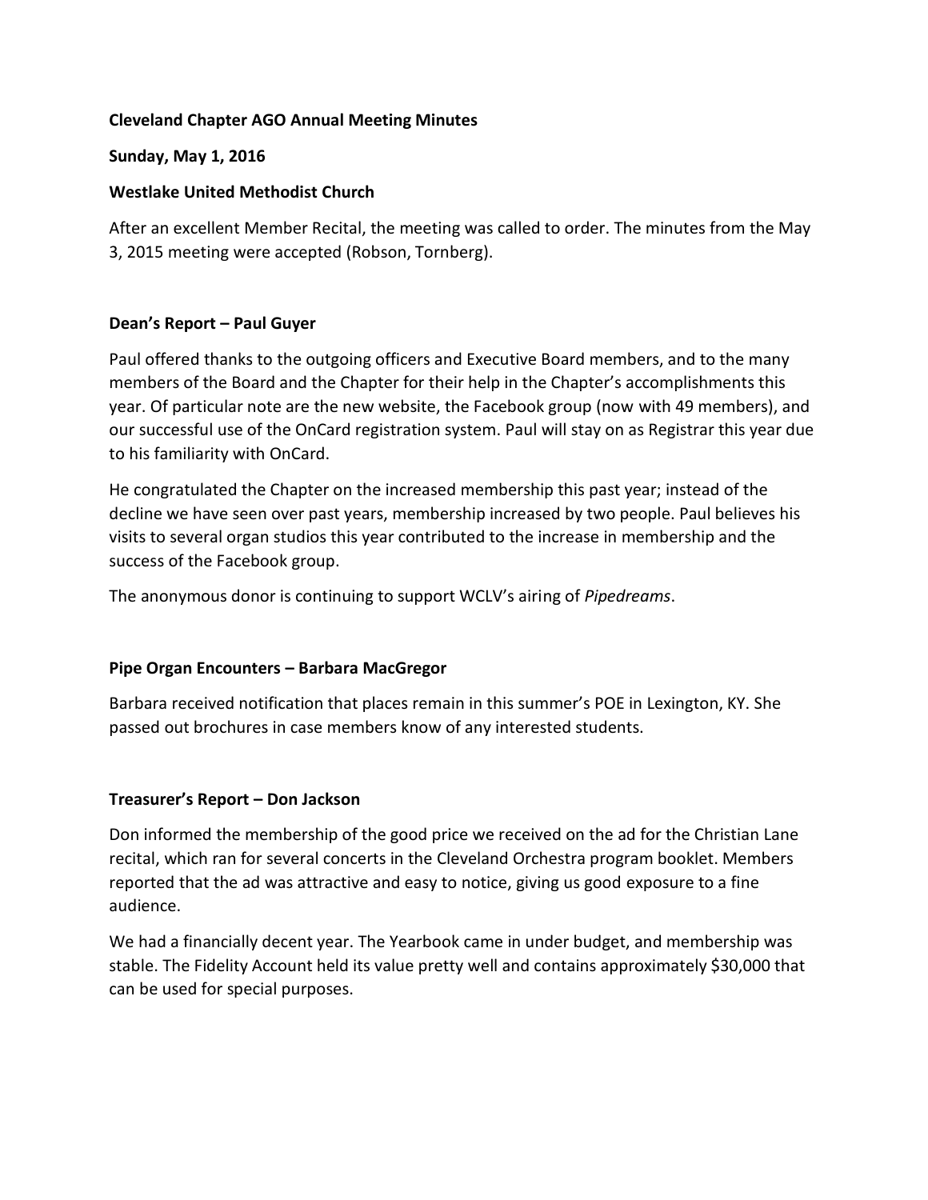**Cleveland Chapter AGO Annual Meeting Minutes**

**Sunday, May 1, 2016**

**Westlake United Methodist Church**

After an excellent Member Recital, the meeting was called to order. The minutes from the May 3, 2015 meeting were accepted (Robson, Tornberg).

## Dean's Report – Paul Guyer

Paul offered thanks to the outgoing officers and Executive Board members, and to the many members of the Board and the Chapter for their help in the Chapter's accomplishments this year. Of particular note are the new website, the Facebook group (now with 49 members), and our successful use of the OnCard registration system. Paul will stay on as Registrar this year due to his familiarity with OnCard.

He congratulated the Chapter on the increased membership this past year; instead of the decline we have seen over past years, membership increased by two people. Paul believes his visits to several organ studios this year contributed to the increase in membership and the success of the Facebook group.

The anonymous donor is continuing to support WCLV's airing of *Pipedreams*.

## Pipe Organ Encounters – Barbara MacGregor

Barbara received notification that places remain in this summer's POE in Lexington, KY. She passed out brochures in case members know of any interested students.

## Treasurer's Report – Don Jackson

Don informed the membership of the good price we received on the ad for the Christian Lane recital, which ran for several concerts in the Cleveland Orchestra program booklet. Members reported that the ad was attractive and easy to notice, giving us good exposure to a fine audience.

We had a financially decent year. The Yearbook came in under budget, and membership was stable. The Fidelity Account held its value pretty well and contains approximately $30,000 that can be used for special purposes.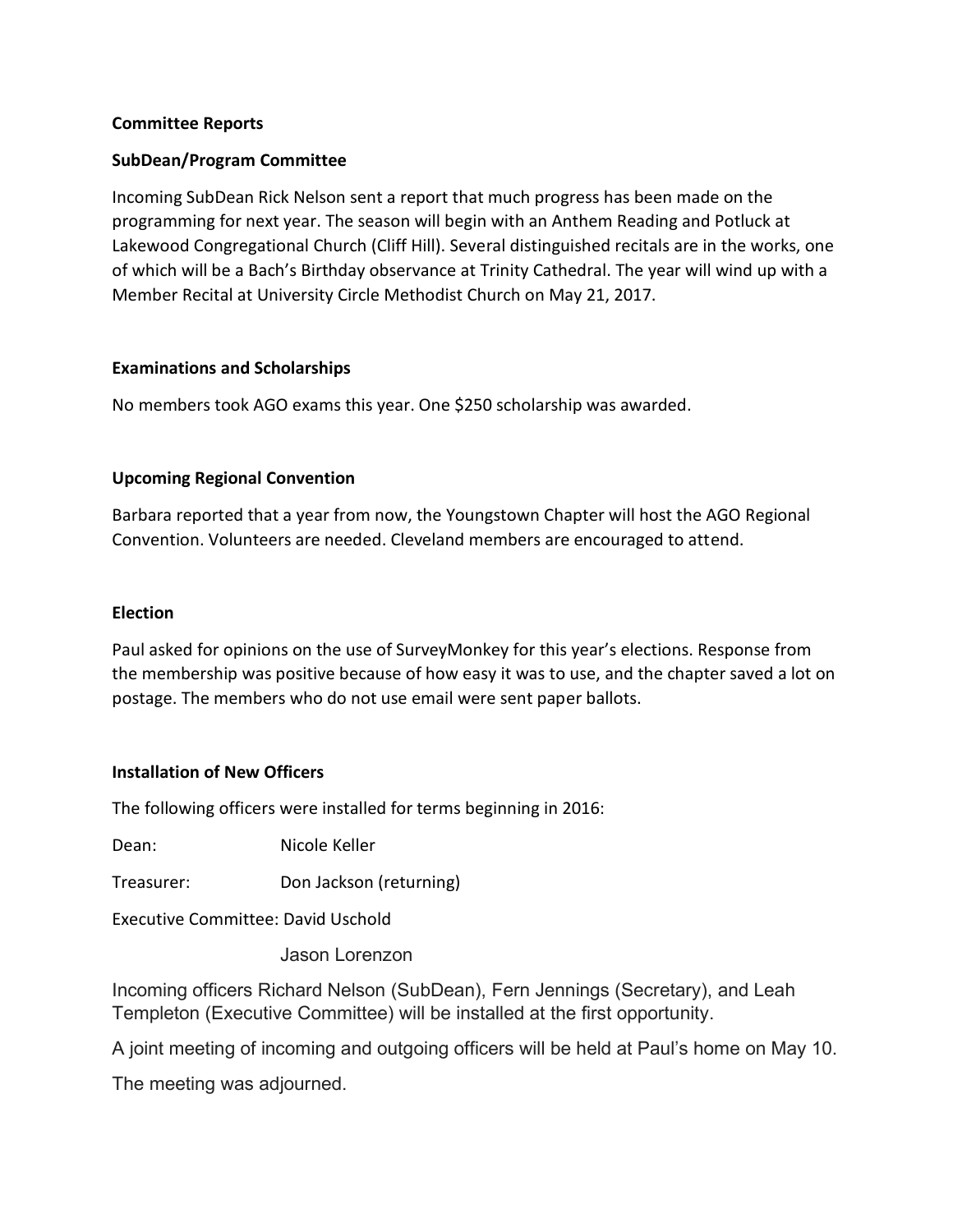## Committee Reports

### SubDean/Program Committee

Incoming SubDean Rick Nelson sent a report that much progress has been made on the programming for next year. The season will begin with an Anthem Reading and Potluck at Lakewood Congregational Church (Cliff Hill). Several distinguished recitals are in the works, one of which will be a Bach's Birthday observance at Trinity Cathedral. The year will wind up with a Member Recital at University Circle Methodist Church on May 21, 2017.

### Examinations and Scholarships

No members took AGO exams this year. One $250 scholarship was awarded.

### Upcoming Regional Convention

Barbara reported that a year from now, the Youngstown Chapter will host the AGO Regional Convention. Volunteers are needed. Cleveland members are encouraged to attend.

### Election

Paul asked for opinions on the use of SurveyMonkey for this year's elections. Response from the membership was positive because of how easy it was to use, and the chapter saved a lot on postage. The members who do not use email were sent paper ballots.

### Installation of New Officers

The following officers were installed for terms beginning in 2016:

Dean: Nicole Keller

Treasurer: Don Jackson (returning)

Executive Committee: David Uschold

Jason Lorenzon

Incoming officers Richard Nelson (SubDean), Fern Jennings (Secretary), and Leah Templeton (Executive Committee) will be installed at the first opportunity.

A joint meeting of incoming and outgoing officers will be held at Paul's home on May 10.

The meeting was adjourned.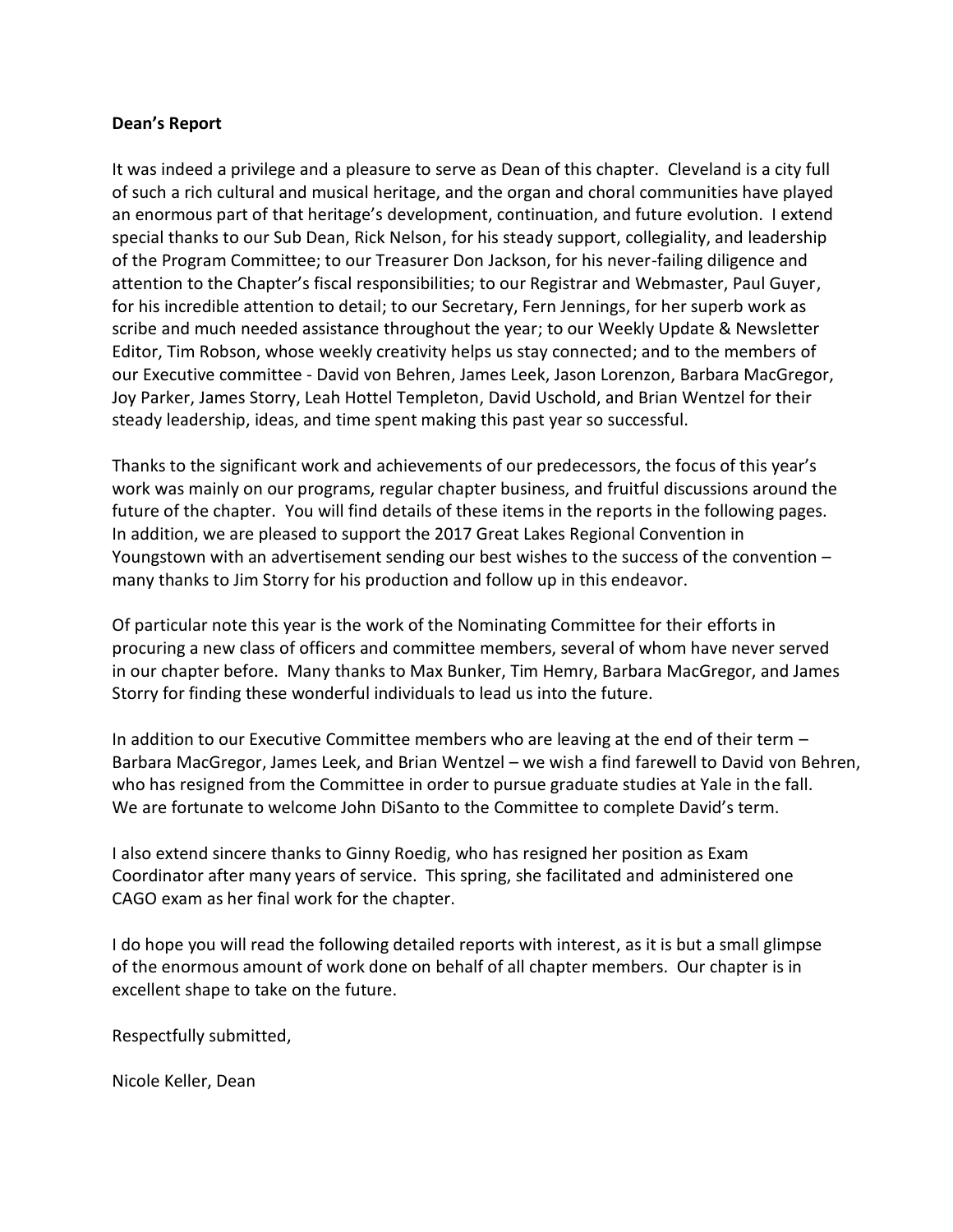**Dean's Report**

It was indeed a privilege and a pleasure to serve as Dean of this chapter. Cleveland is a city full of such a rich cultural and musical heritage, and the organ and choral communities have played an enormous part of that heritage's development, continuation, and future evolution. I extend special thanks to our Sub Dean, Rick Nelson, for his steady support, collegiality, and leadership of the Program Committee; to our Treasurer Don Jackson, for his never-failing diligence and attention to the Chapter's fiscal responsibilities; to our Registrar and Webmaster, Paul Guyer, for his incredible attention to detail; to our Secretary, Fern Jennings, for her superb work as scribe and much needed assistance throughout the year; to our Weekly Update & Newsletter Editor, Tim Robson, whose weekly creativity helps us stay connected; and to the members of our Executive committee - David von Behren, James Leek, Jason Lorenzon, Barbara MacGregor, Joy Parker, James Storry, Leah Hottel Templeton, David Uschold, and Brian Wentzel for their steady leadership, ideas, and time spent making this past year so successful.

Thanks to the significant work and achievements of our predecessors, the focus of this year's work was mainly on our programs, regular chapter business, and fruitful discussions around the future of the chapter. You will find details of these items in the reports in the following pages. In addition, we are pleased to support the 2017 Great Lakes Regional Convention in Youngstown with an advertisement sending our best wishes to the success of the convention – many thanks to Jim Storry for his production and follow up in this endeavor.

Of particular note this year is the work of the Nominating Committee for their efforts in procuring a new class of officers and committee members, several of whom have never served in our chapter before. Many thanks to Max Bunker, Tim Hemry, Barbara MacGregor, and James Storry for finding these wonderful individuals to lead us into the future.

In addition to our Executive Committee members who are leaving at the end of their term – Barbara MacGregor, James Leek, and Brian Wentzel – we wish a find farewell to David von Behren, who has resigned from the Committee in order to pursue graduate studies at Yale in the fall. We are fortunate to welcome John DiSanto to the Committee to complete David's term.

I also extend sincere thanks to Ginny Roedig, who has resigned her position as Exam Coordinator after many years of service. This spring, she facilitated and administered one CAGO exam as her final work for the chapter.

I do hope you will read the following detailed reports with interest, as it is but a small glimpse of the enormous amount of work done on behalf of all chapter members. Our chapter is in excellent shape to take on the future.

Respectfully submitted,

Nicole Keller, Dean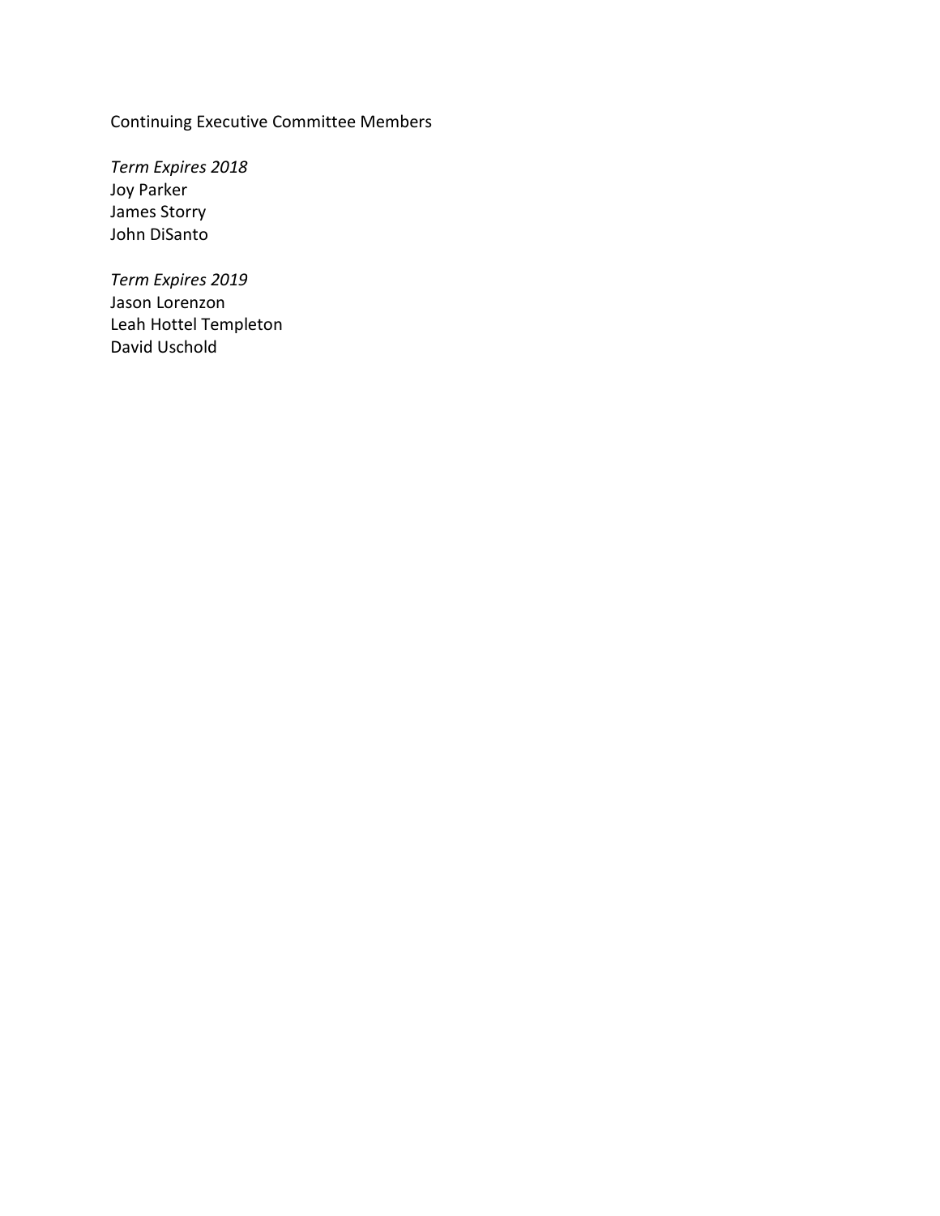Continuing Executive Committee Members

*Term Expires 2018*
Joy Parker
James Storry
John DiSanto

*Term Expires 2019*
Jason Lorenzon
Leah Hottel Templeton
David Uschold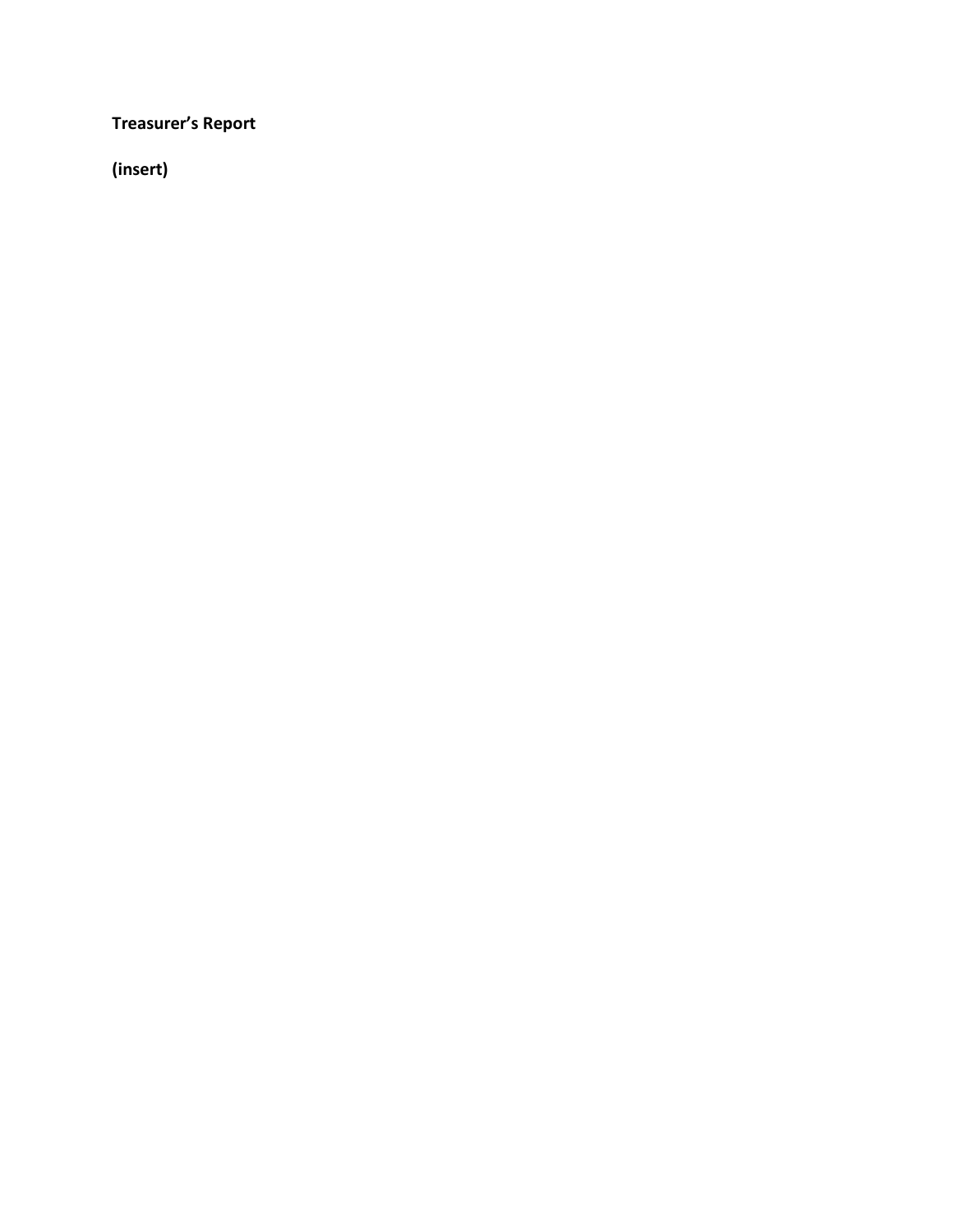**Treasurer's Report**

**(insert)**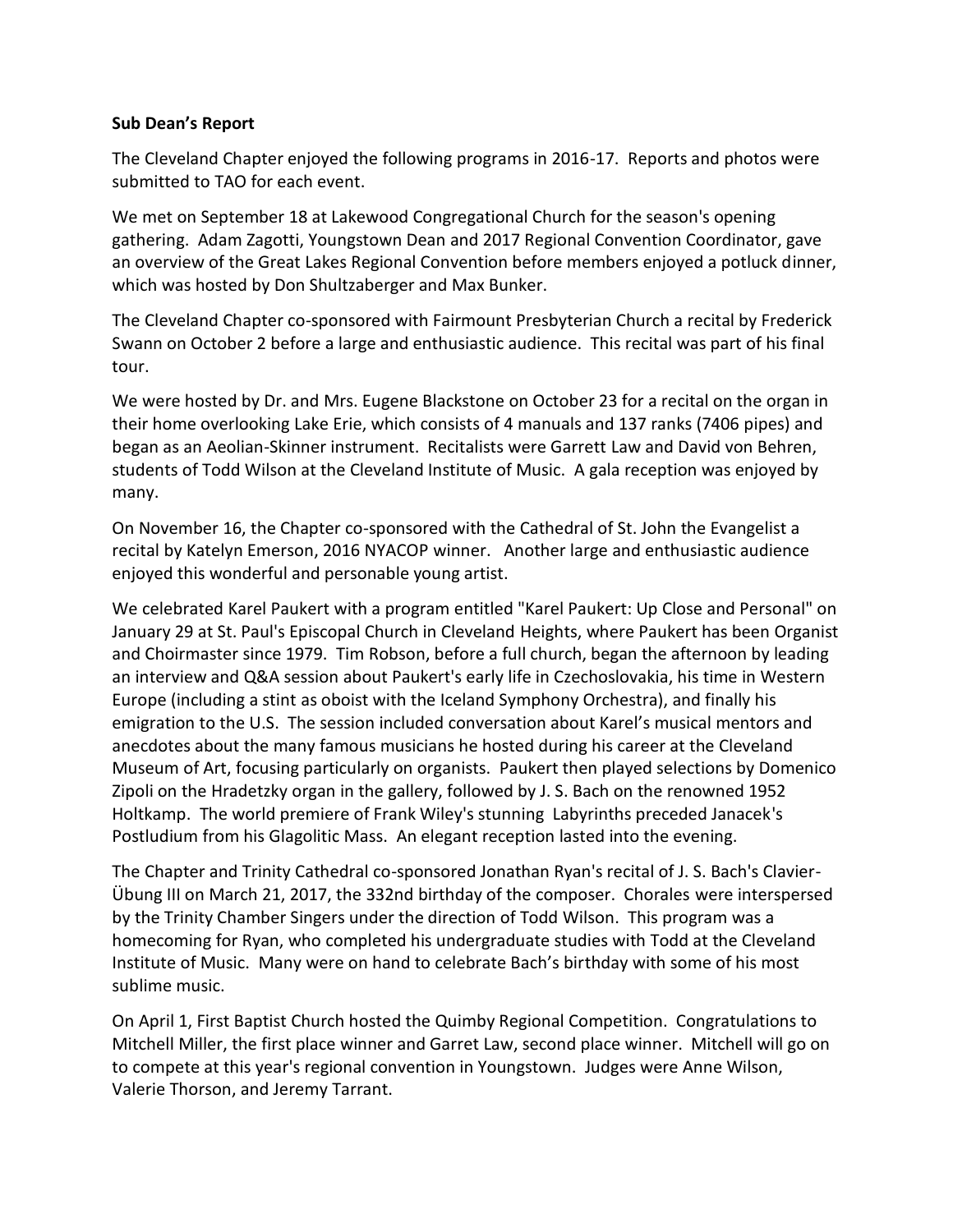**Sub Dean's Report**

The Cleveland Chapter enjoyed the following programs in 2016-17. Reports and photos were submitted to TAO for each event.

We met on September 18 at Lakewood Congregational Church for the season's opening gathering. Adam Zagotti, Youngstown Dean and 2017 Regional Convention Coordinator, gave an overview of the Great Lakes Regional Convention before members enjoyed a potluck dinner, which was hosted by Don Shultzaberger and Max Bunker.

The Cleveland Chapter co-sponsored with Fairmount Presbyterian Church a recital by Frederick Swann on October 2 before a large and enthusiastic audience. This recital was part of his final tour.

We were hosted by Dr. and Mrs. Eugene Blackstone on October 23 for a recital on the organ in their home overlooking Lake Erie, which consists of 4 manuals and 137 ranks (7406 pipes) and began as an Aeolian-Skinner instrument. Recitalists were Garrett Law and David von Behren, students of Todd Wilson at the Cleveland Institute of Music. A gala reception was enjoyed by many.

On November 16, the Chapter co-sponsored with the Cathedral of St. John the Evangelist a recital by Katelyn Emerson, 2016 NYACOP winner. Another large and enthusiastic audience enjoyed this wonderful and personable young artist.

We celebrated Karel Paukert with a program entitled "Karel Paukert: Up Close and Personal" on January 29 at St. Paul's Episcopal Church in Cleveland Heights, where Paukert has been Organist and Choirmaster since 1979. Tim Robson, before a full church, began the afternoon by leading an interview and Q&A session about Paukert's early life in Czechoslovakia, his time in Western Europe (including a stint as oboist with the Iceland Symphony Orchestra), and finally his emigration to the U.S. The session included conversation about Karel's musical mentors and anecdotes about the many famous musicians he hosted during his career at the Cleveland Museum of Art, focusing particularly on organists. Paukert then played selections by Domenico Zipoli on the Hradetzky organ in the gallery, followed by J. S. Bach on the renowned 1952 Holtkamp. The world premiere of Frank Wiley's stunning Labyrinths preceded Janacek's Postludium from his Glagolitic Mass. An elegant reception lasted into the evening.

The Chapter and Trinity Cathedral co-sponsored Jonathan Ryan's recital of J. S. Bach's Clavier-Übung III on March 21, 2017, the 332nd birthday of the composer. Chorales were interspersed by the Trinity Chamber Singers under the direction of Todd Wilson. This program was a homecoming for Ryan, who completed his undergraduate studies with Todd at the Cleveland Institute of Music. Many were on hand to celebrate Bach's birthday with some of his most sublime music.

On April 1, First Baptist Church hosted the Quimby Regional Competition. Congratulations to Mitchell Miller, the first place winner and Garret Law, second place winner. Mitchell will go on to compete at this year's regional convention in Youngstown. Judges were Anne Wilson, Valerie Thorson, and Jeremy Tarrant.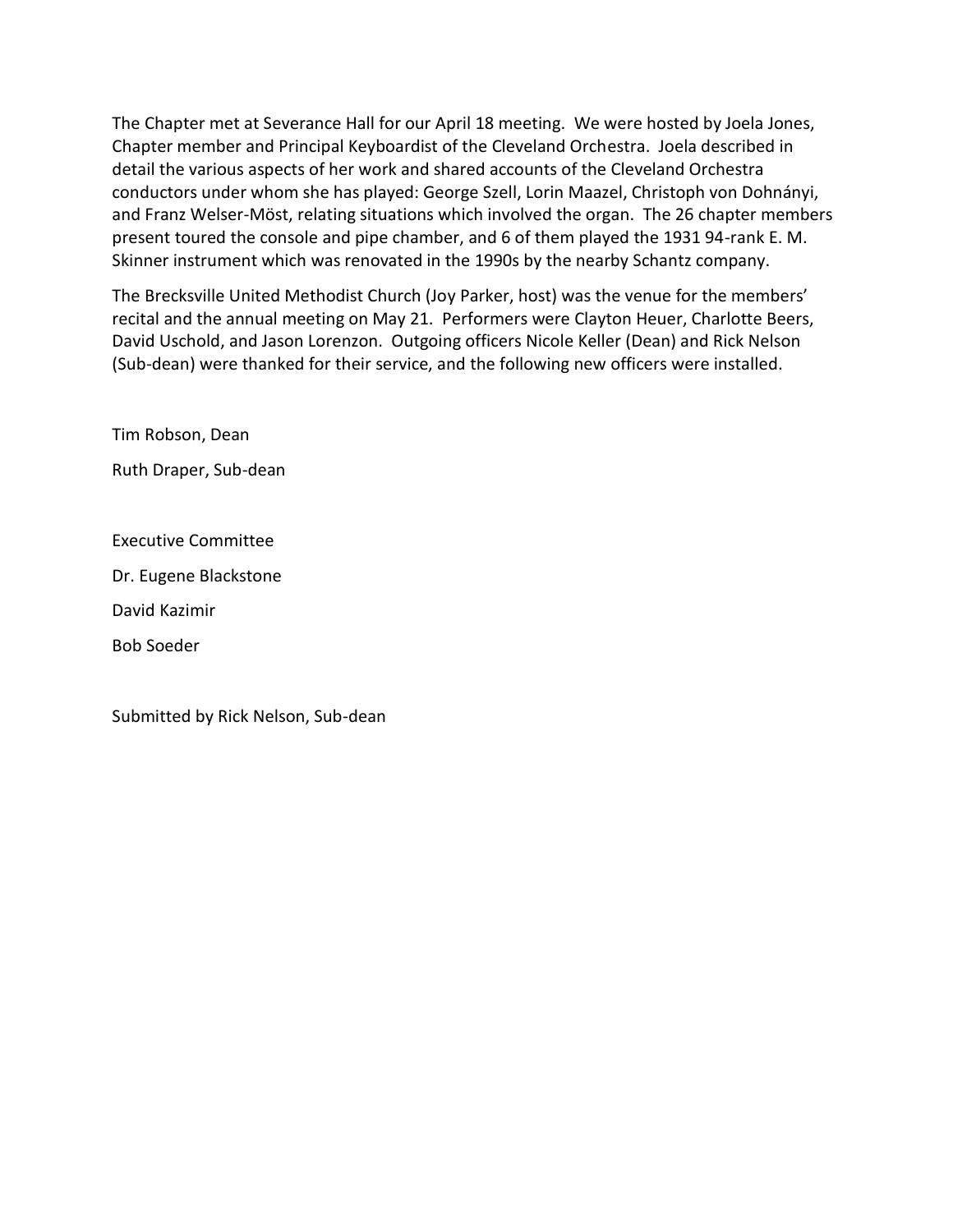The Chapter met at Severance Hall for our April 18 meeting. We were hosted by Joela Jones, Chapter member and Principal Keyboardist of the Cleveland Orchestra. Joela described in detail the various aspects of her work and shared accounts of the Cleveland Orchestra conductors under whom she has played: George Szell, Lorin Maazel, Christoph von Dohnányi, and Franz Welser-Möst, relating situations which involved the organ. The 26 chapter members present toured the console and pipe chamber, and 6 of them played the 1931 94-rank E. M. Skinner instrument which was renovated in the 1990s by the nearby Schantz company.

The Brecksville United Methodist Church (Joy Parker, host) was the venue for the members' recital and the annual meeting on May 21. Performers were Clayton Heuer, Charlotte Beers, David Uschold, and Jason Lorenzon. Outgoing officers Nicole Keller (Dean) and Rick Nelson (Sub-dean) were thanked for their service, and the following new officers were installed.

Tim Robson, Dean

Ruth Draper, Sub-dean

Executive Committee

Dr. Eugene Blackstone

David Kazimir

Bob Soeder

Submitted by Rick Nelson, Sub-dean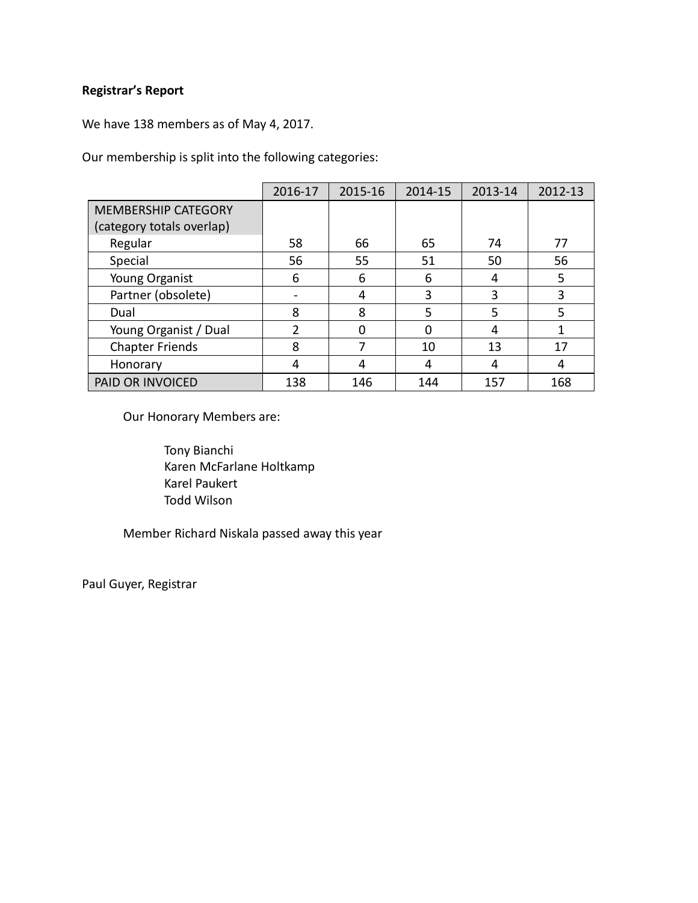**Registrar's Report**

We have 138 members as of May 4, 2017.

Our membership is split into the following categories:

| | 2016-17 | 2015-16 | 2014-15 | 2013-14 | 2012-13 |
|---|---|---|---|---|---|
| MEMBERSHIP CATEGORY (category totals overlap) | | | | | |
| Regular | 58 | 66 | 65 | 74 | 77 |
| Special | 56 | 55 | 51 | 50 | 56 |
| Young Organist | 6 | 6 | 6 | 4 | 5 |
| Partner (obsolete) | - | 4 | 3 | 3 | 3 |
| Dual | 8 | 8 | 5 | 5 | 5 |
| Young Organist / Dual | 2 | 0 | 0 | 4 | 1 |
| Chapter Friends | 8 | 7 | 10 | 13 | 17 |
| Honorary | 4 | 4 | 4 | 4 | 4 |
| PAID OR INVOICED | 138 | 146 | 144 | 157 | 168 |

Our Honorary Members are:

Tony Bianchi
Karen McFarlane Holtkamp
Karel Paukert
Todd Wilson

Member Richard Niskala passed away this year

Paul Guyer, Registrar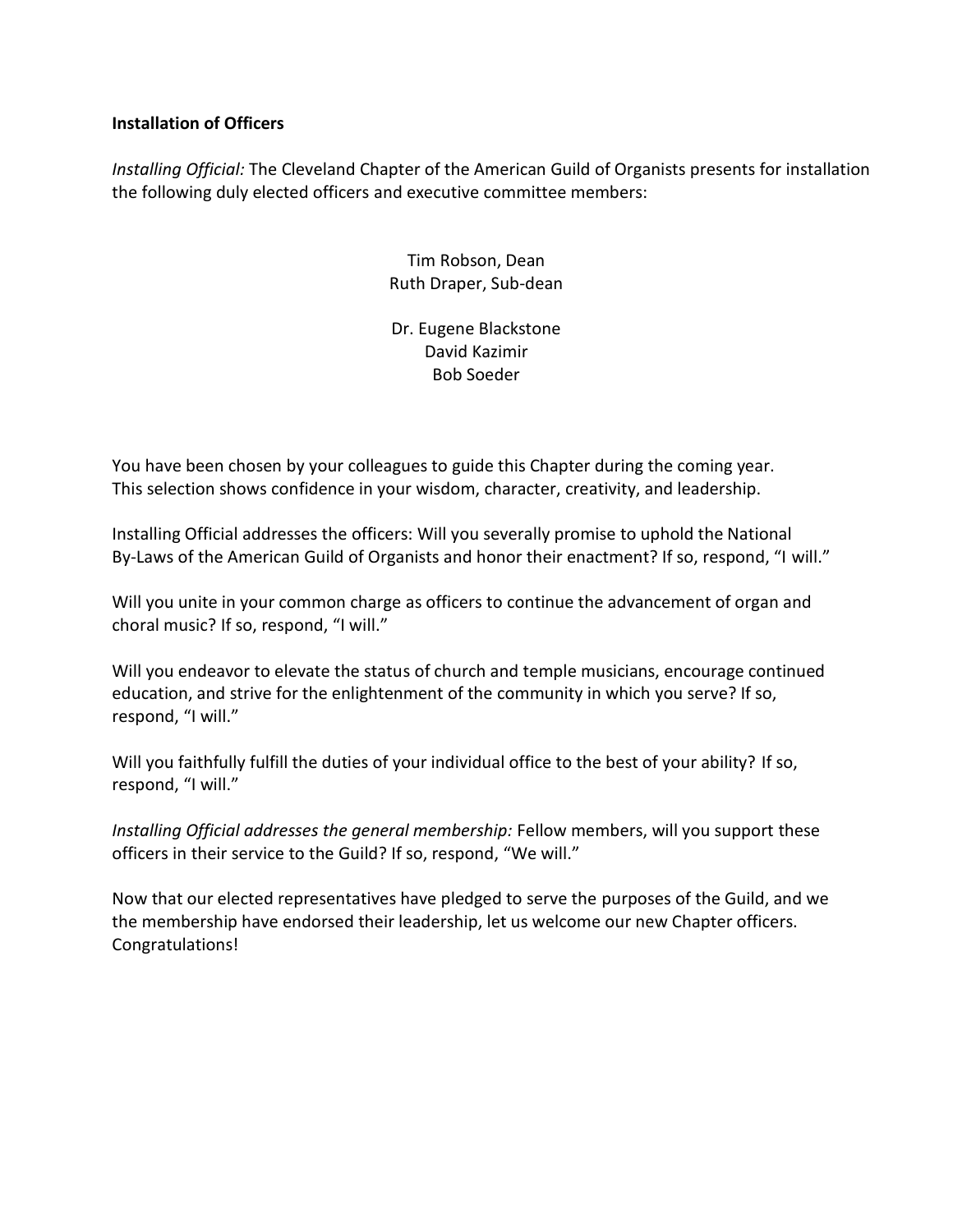**Installation of Officers**

*Installing Official:* The Cleveland Chapter of the American Guild of Organists presents for installation the following duly elected officers and executive committee members:

Tim Robson, Dean
Ruth Draper, Sub-dean

Dr. Eugene Blackstone
David Kazimir
Bob Soeder

You have been chosen by your colleagues to guide this Chapter during the coming year. This selection shows confidence in your wisdom, character, creativity, and leadership.

Installing Official addresses the officers: Will you severally promise to uphold the National By-Laws of the American Guild of Organists and honor their enactment? If so, respond, "I will."

Will you unite in your common charge as officers to continue the advancement of organ and choral music? If so, respond, "I will."

Will you endeavor to elevate the status of church and temple musicians, encourage continued education, and strive for the enlightenment of the community in which you serve? If so, respond, "I will."

Will you faithfully fulfill the duties of your individual office to the best of your ability? If so, respond, "I will."

*Installing Official addresses the general membership:* Fellow members, will you support these officers in their service to the Guild? If so, respond, "We will."

Now that our elected representatives have pledged to serve the purposes of the Guild, and we the membership have endorsed their leadership, let us welcome our new Chapter officers. Congratulations!